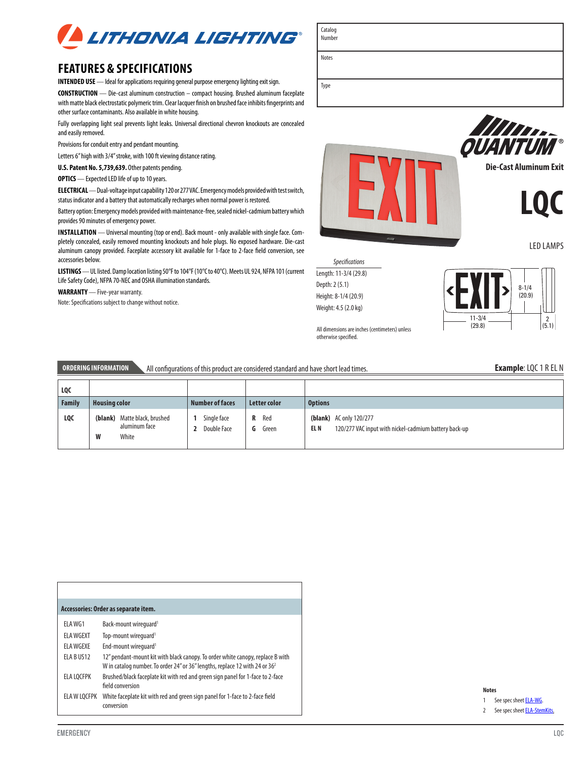# LITHONIA LIGHTING

| Catalog Number | |
|---|---|
| Notes | |
| Type | |

## QUANTUM®

**Die-Cast Aluminum Exit**

# LQC

LED LAMPS

## FEATURES & SPECIFICATIONS

**INTENDED USE** — Ideal for applications requiring general purpose emergency lighting exit sign.

**CONSTRUCTION** — Die-cast aluminum construction – compact housing. Brushed aluminum faceplate with matte black electrostatic polymeric trim. Clear lacquer finish on brushed face inhibits fingerprints and other surface contaminants. Also available in white housing.

Fully overlapping light seal prevents light leaks. Universal directional chevron knockouts are concealed and easily removed.

Provisions for conduit entry and pendant mounting.

Letters 6" high with 3/4" stroke, with 100 ft viewing distance rating.

**U.S. Patent No. 5,739,639.** Other patents pending.

**OPTICS** — Expected LED life of up to 10 years.

**ELECTRICAL** — Dual-voltage input capability 120 or 277 VAC. Emergency models provided with test switch, status indicator and a battery that automatically recharges when normal power is restored.

Battery option: Emergency models provided with maintenance-free, sealed nickel-cadmium battery which provides 90 minutes of emergency power.

**INSTALLATION** — Universal mounting (top or end). Back mount - only available with single face. Completely concealed, easily removed mounting knockouts and hole plugs. No exposed hardware. Die-cast aluminum canopy provided. Faceplate accessory kit available for 1-face to 2-face field conversion, see accessories below.

**LISTINGS** — UL listed. Damp location listing 50°F to 104°F (10°C to 40°C). Meets UL 924, NFPA 101 (current Life Safety Code), NFPA 70-NEC and OSHA illumination standards.

**WARRANTY** — Five-year warranty.

Note: Specifications subject to change without notice.

*Specifications*

Length: 11-3/4 (29.8)
Depth: 2 (5.1)
Height: 8-1/4 (20.9)
Weight: 4.5 (2.0 kg)

All dimensions are inches (centimeters) unless otherwise specified.

8-1/4 (20.9)
11-3/4 (29.8)
2 (5.1)

**ORDERING INFORMATION** All configurations of this product are considered standard and have short lead times.

**Example**: LQC 1 R EL N

| LQC | | | | |
|---|---|---|---|---|
| **Family** | **Housing color** | **Number of faces** | **Letter color** | **Options** |
| **LQC** | **(blank)** Matte black, brushed aluminum face<br>**W** White | **1** Single face<br>**2** Double Face | **R** Red<br>**G** Green | **(blank)** AC only 120/277<br>**EL N** 120/277 VAC input with nickel-cadmium battery back-up |

| **Accessories: Order as separate item.** | |
|---|---|
| ELA WG1 | Back-mount wireguard[1] |
| ELA WGEXT | Top-mount wireguard[1] |
| ELA WGEXE | End-mount wireguard[1] |
| ELA B US12 | 12" pendant-mount kit with black canopy. To order white canopy, replace B with W in catalog number. To order 24" or 36" lengths, replace 12 with 24 or 36[2] |
| ELA LQCFPK | Brushed/black faceplate kit with red and green sign panel for 1-face to 2-face field conversion |
| ELA W LQCFPK | White faceplate kit with red and green sign panel for 1-face to 2-face field conversion |

**Notes**

1 See spec sheet ELA-WG.
2 See spec sheet ELA-StemKits.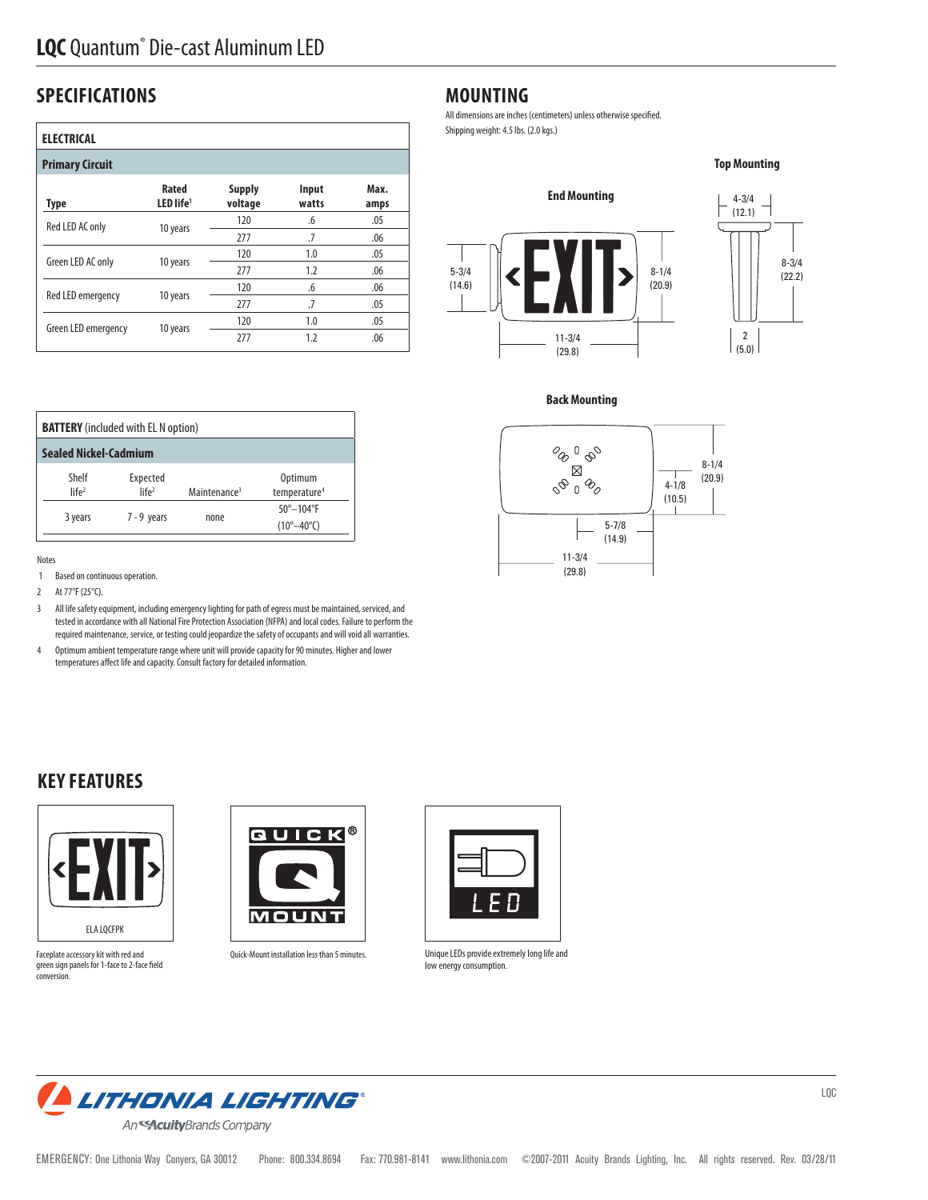# **LQC** Quantum® Die-cast Aluminum LED

## SPECIFICATIONS

**ELECTRICAL**

**Primary Circuit**

| Type | Rated LED life[1] | Supply voltage | Input watts | Max. amps |
|---|---|---|---|---|
| Red LED AC only | 10 years | 120 | .6 | .05 |
| | | 277 | .7 | .06 |
| Green LED AC only | 10 years | 120 | 1.0 | .05 |
| | | 277 | 1.2 | .06 |
| Red LED emergency | 10 years | 120 | .6 | .06 |
| | | 277 | .7 | .05 |
| Green LED emergency | 10 years | 120 | 1.0 | .05 |
| | | 277 | 1.2 | .06 |

**BATTERY** (included with EL N option)

**Sealed Nickel-Cadmium**

| Shelf life[2] | Expected life[2] | Maintenance[3] | Optimum temperature[4] |
|---|---|---|---|
| 3 years | 7 - 9 years | none | 50°–104°F (10°–40°C) |

Notes

1 Based on continuous operation.

2 At 77°F (25°C).

3 All life safety equipment, including emergency lighting for path of egress must be maintained, serviced, and tested in accordance with all National Fire Protection Association (NFPA) and local codes. Failure to perform the required maintenance, service, or testing could jeopardize the safety of occupants and will void all warranties.

4 Optimum ambient temperature range where unit will provide capacity for 90 minutes. Higher and lower temperatures affect life and capacity. Consult factory for detailed information.

## MOUNTING

All dimensions are inches (centimeters) unless otherwise specified.
Shipping weight: 4.5 lbs. (2.0 kgs.)

**End Mounting**

5-3/4 (14.6)
8-1/4 (20.9)
11-3/4 (29.8)

**Top Mounting**

4-3/4 (12.1)
8-3/4 (22.2)
2 (5.0)

**Back Mounting**

8-1/4 (20.9)
4-1/8 (10.5)
5-7/8 (14.9)
11-3/4 (29.8)

## KEY FEATURES

ELA LQCFPK

Faceplate accessory kit with red and green sign panels for 1-face to 2-face field conversion.

Quick-Mount installation less than 5 minutes.

Unique LEDs provide extremely long life and low energy consumption.

LITHONIA LIGHTING® An Acuity Brands Company

EMERGENCY: One Lithonia Way Conyers, GA 30012 Phone: 800.334.8694 Fax: 770.981-8141 www.lithonia.com ©2007-2011 Acuity Brands Lighting, Inc. All rights reserved. Rev. 03/28/11